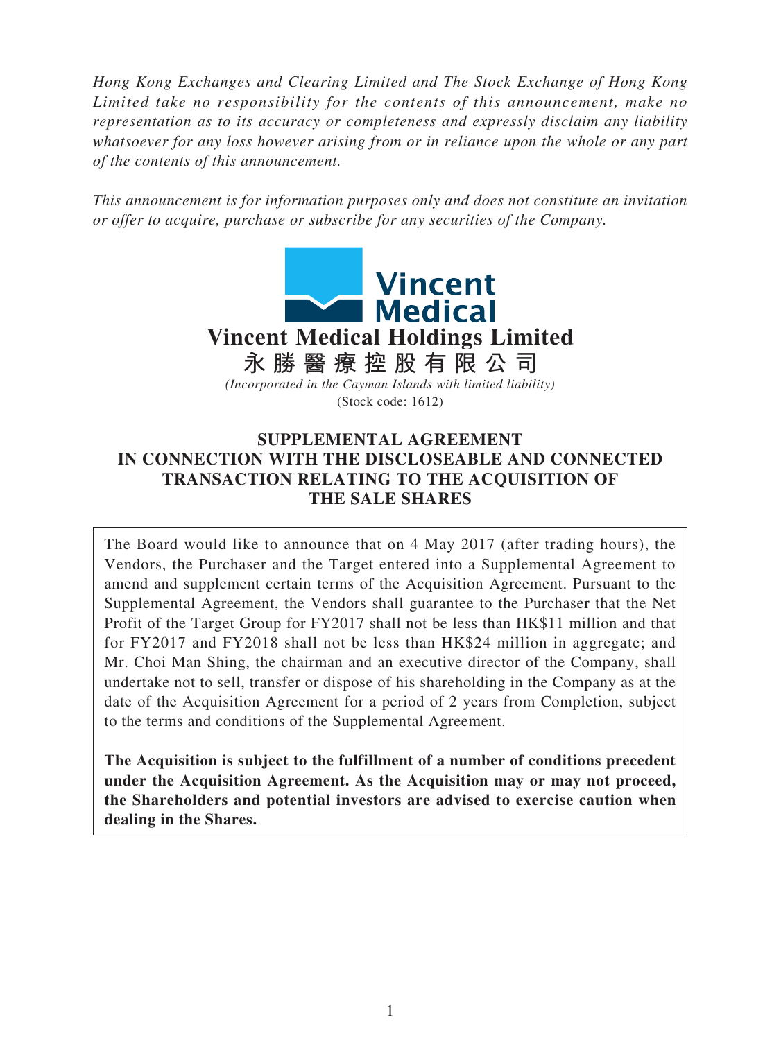*Hong Kong Exchanges and Clearing Limited and The Stock Exchange of Hong Kong Limited take no responsibility for the contents of this announcement, make no representation as to its accuracy or completeness and expressly disclaim any liability whatsoever for any loss however arising from or in reliance upon the whole or any part of the contents of this announcement.*

*This announcement is for information purposes only and does not constitute an invitation or offer to acquire, purchase or subscribe for any securities of the Company.*

# Vincent Medical Holdings Limited

# 永勝醫療控股有限公司

*(Incorporated in the Cayman Islands with limited liability)*

(Stock code: 1612)

## SUPPLEMENTAL AGREEMENT IN CONNECTION WITH THE DISCLOSEABLE AND CONNECTED TRANSACTION RELATING TO THE ACQUISITION OF THE SALE SHARES

The Board would like to announce that on 4 May 2017 (after trading hours), the Vendors, the Purchaser and the Target entered into a Supplemental Agreement to amend and supplement certain terms of the Acquisition Agreement. Pursuant to the Supplemental Agreement, the Vendors shall guarantee to the Purchaser that the Net Profit of the Target Group for FY2017 shall not be less than HK$11 million and that for FY2017 and FY2018 shall not be less than HK$24 million in aggregate; and Mr. Choi Man Shing, the chairman and an executive director of the Company, shall undertake not to sell, transfer or dispose of his shareholding in the Company as at the date of the Acquisition Agreement for a period of 2 years from Completion, subject to the terms and conditions of the Supplemental Agreement.

**The Acquisition is subject to the fulfillment of a number of conditions precedent under the Acquisition Agreement. As the Acquisition may or may not proceed, the Shareholders and potential investors are advised to exercise caution when dealing in the Shares.**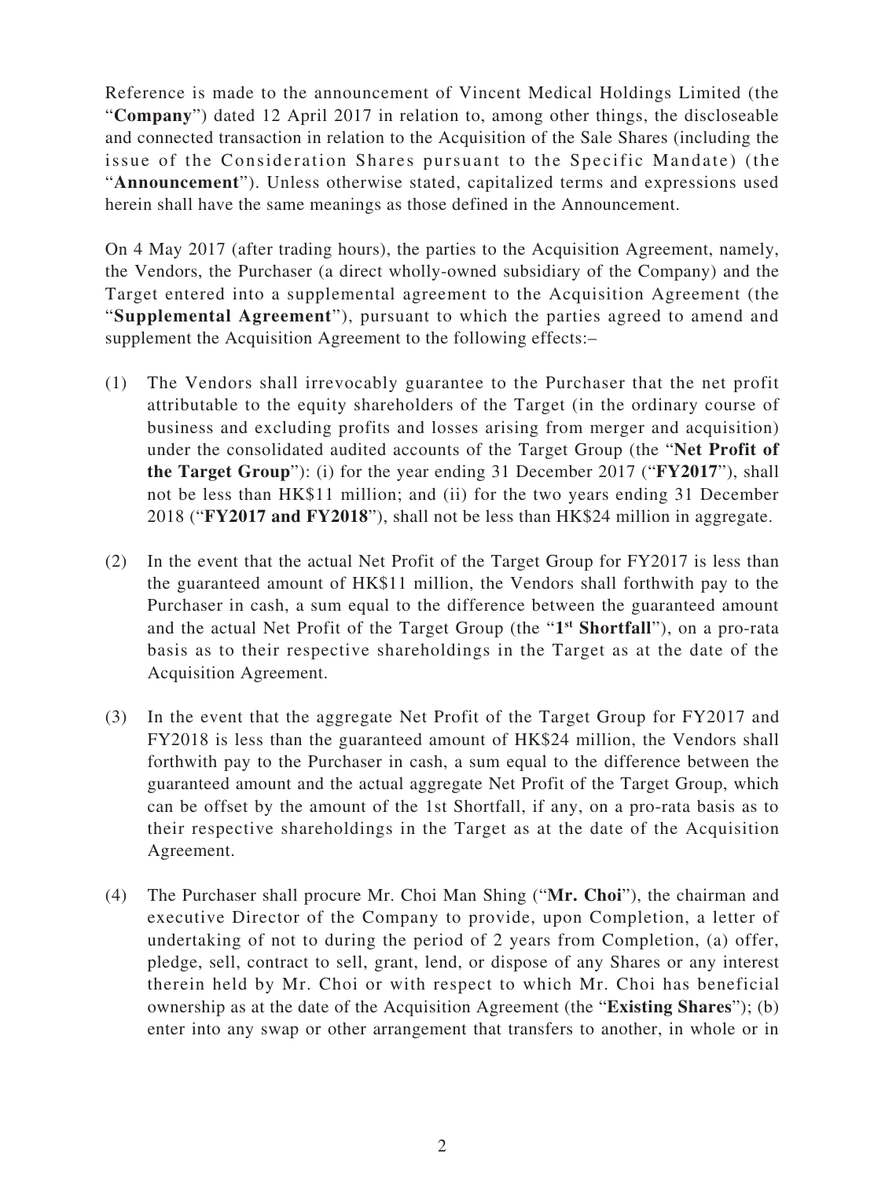Reference is made to the announcement of Vincent Medical Holdings Limited (the "**Company**") dated 12 April 2017 in relation to, among other things, the discloseable and connected transaction in relation to the Acquisition of the Sale Shares (including the issue of the Consideration Shares pursuant to the Specific Mandate) (the "**Announcement**"). Unless otherwise stated, capitalized terms and expressions used herein shall have the same meanings as those defined in the Announcement.

On 4 May 2017 (after trading hours), the parties to the Acquisition Agreement, namely, the Vendors, the Purchaser (a direct wholly-owned subsidiary of the Company) and the Target entered into a supplemental agreement to the Acquisition Agreement (the "**Supplemental Agreement**"), pursuant to which the parties agreed to amend and supplement the Acquisition Agreement to the following effects:–

(1) The Vendors shall irrevocably guarantee to the Purchaser that the net profit attributable to the equity shareholders of the Target (in the ordinary course of business and excluding profits and losses arising from merger and acquisition) under the consolidated audited accounts of the Target Group (the "**Net Profit of the Target Group**"): (i) for the year ending 31 December 2017 ("**FY2017**"), shall not be less than HK$11 million; and (ii) for the two years ending 31 December 2018 ("**FY2017 and FY2018**"), shall not be less than HK$24 million in aggregate.

(2) In the event that the actual Net Profit of the Target Group for FY2017 is less than the guaranteed amount of HK$11 million, the Vendors shall forthwith pay to the Purchaser in cash, a sum equal to the difference between the guaranteed amount and the actual Net Profit of the Target Group (the "**1st Shortfall**"), on a pro-rata basis as to their respective shareholdings in the Target as at the date of the Acquisition Agreement.

(3) In the event that the aggregate Net Profit of the Target Group for FY2017 and FY2018 is less than the guaranteed amount of HK$24 million, the Vendors shall forthwith pay to the Purchaser in cash, a sum equal to the difference between the guaranteed amount and the actual aggregate Net Profit of the Target Group, which can be offset by the amount of the 1st Shortfall, if any, on a pro-rata basis as to their respective shareholdings in the Target as at the date of the Acquisition Agreement.

(4) The Purchaser shall procure Mr. Choi Man Shing ("**Mr. Choi**"), the chairman and executive Director of the Company to provide, upon Completion, a letter of undertaking of not to during the period of 2 years from Completion, (a) offer, pledge, sell, contract to sell, grant, lend, or dispose of any Shares or any interest therein held by Mr. Choi or with respect to which Mr. Choi has beneficial ownership as at the date of the Acquisition Agreement (the "**Existing Shares**"); (b) enter into any swap or other arrangement that transfers to another, in whole or in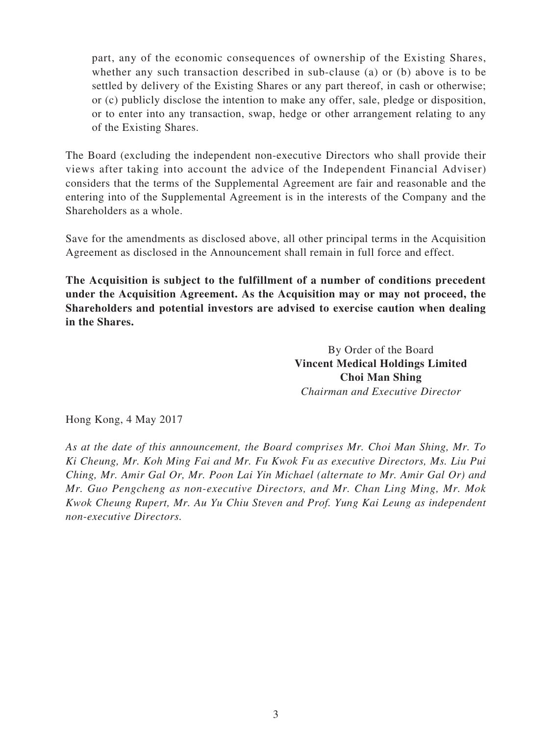part, any of the economic consequences of ownership of the Existing Shares, whether any such transaction described in sub-clause (a) or (b) above is to be settled by delivery of the Existing Shares or any part thereof, in cash or otherwise; or (c) publicly disclose the intention to make any offer, sale, pledge or disposition, or to enter into any transaction, swap, hedge or other arrangement relating to any of the Existing Shares.

The Board (excluding the independent non-executive Directors who shall provide their views after taking into account the advice of the Independent Financial Adviser) considers that the terms of the Supplemental Agreement are fair and reasonable and the entering into of the Supplemental Agreement is in the interests of the Company and the Shareholders as a whole.

Save for the amendments as disclosed above, all other principal terms in the Acquisition Agreement as disclosed in the Announcement shall remain in full force and effect.

**The Acquisition is subject to the fulfillment of a number of conditions precedent under the Acquisition Agreement. As the Acquisition may or may not proceed, the Shareholders and potential investors are advised to exercise caution when dealing in the Shares.**

By Order of the Board
**Vincent Medical Holdings Limited**
**Choi Man Shing**
*Chairman and Executive Director*

Hong Kong, 4 May 2017

*As at the date of this announcement, the Board comprises Mr. Choi Man Shing, Mr. To Ki Cheung, Mr. Koh Ming Fai and Mr. Fu Kwok Fu as executive Directors, Ms. Liu Pui Ching, Mr. Amir Gal Or, Mr. Poon Lai Yin Michael (alternate to Mr. Amir Gal Or) and Mr. Guo Pengcheng as non-executive Directors, and Mr. Chan Ling Ming, Mr. Mok Kwok Cheung Rupert, Mr. Au Yu Chiu Steven and Prof. Yung Kai Leung as independent non-executive Directors.*